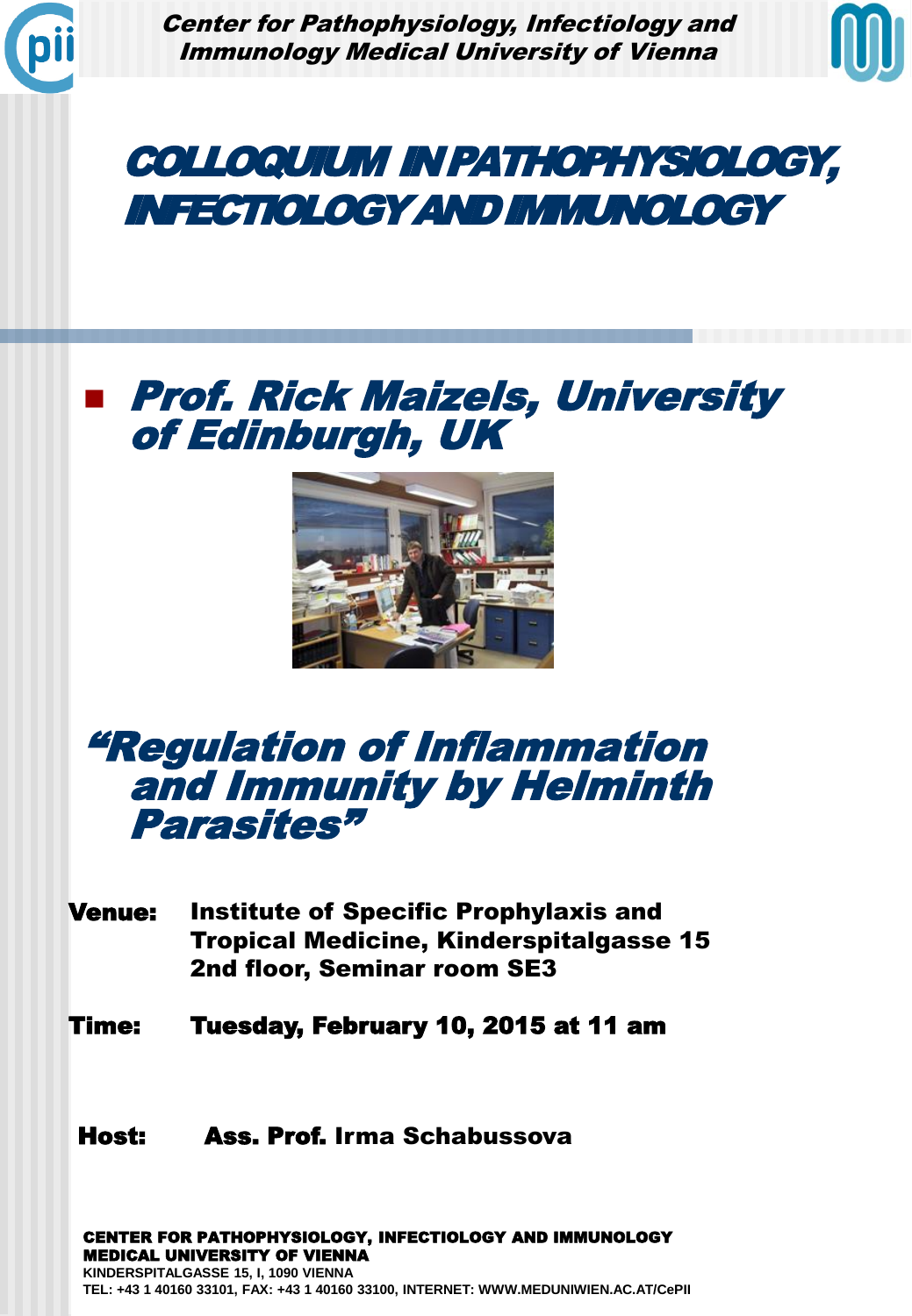**Center for Pathophysiology, Infectiology and Immunology Medical University of Vienna**

# COLLOQUIUM IN PATHOPHYSIOLOGY, INFECTIOLOGY AND IMMUNOLOGY

## Prof. Rick Maizels, University of Edinburgh, UK

## "Regulation of Inflammation and Immunity by Helminth Parasites"

**Venue:** Institute of Specific Prophylaxis and Tropical Medicine, Kinderspitalgasse 15 2nd floor, Seminar room SE3

**Time:** Tuesday, February 10, 2015 at 11 am

**Host:** Ass. Prof. Irma Schabussova

**CENTER FOR PATHOPHYSIOLOGY, INFECTIOLOGY AND IMMUNOLOGY**
**MEDICAL UNIVERSITY OF VIENNA**
KINDERSPITALGASSE 15, I, 1090 VIENNA
TEL: +43 1 40160 33101, FAX: +43 1 40160 33100, INTERNET: WWW.MEDUNIWIEN.AC.AT/CePII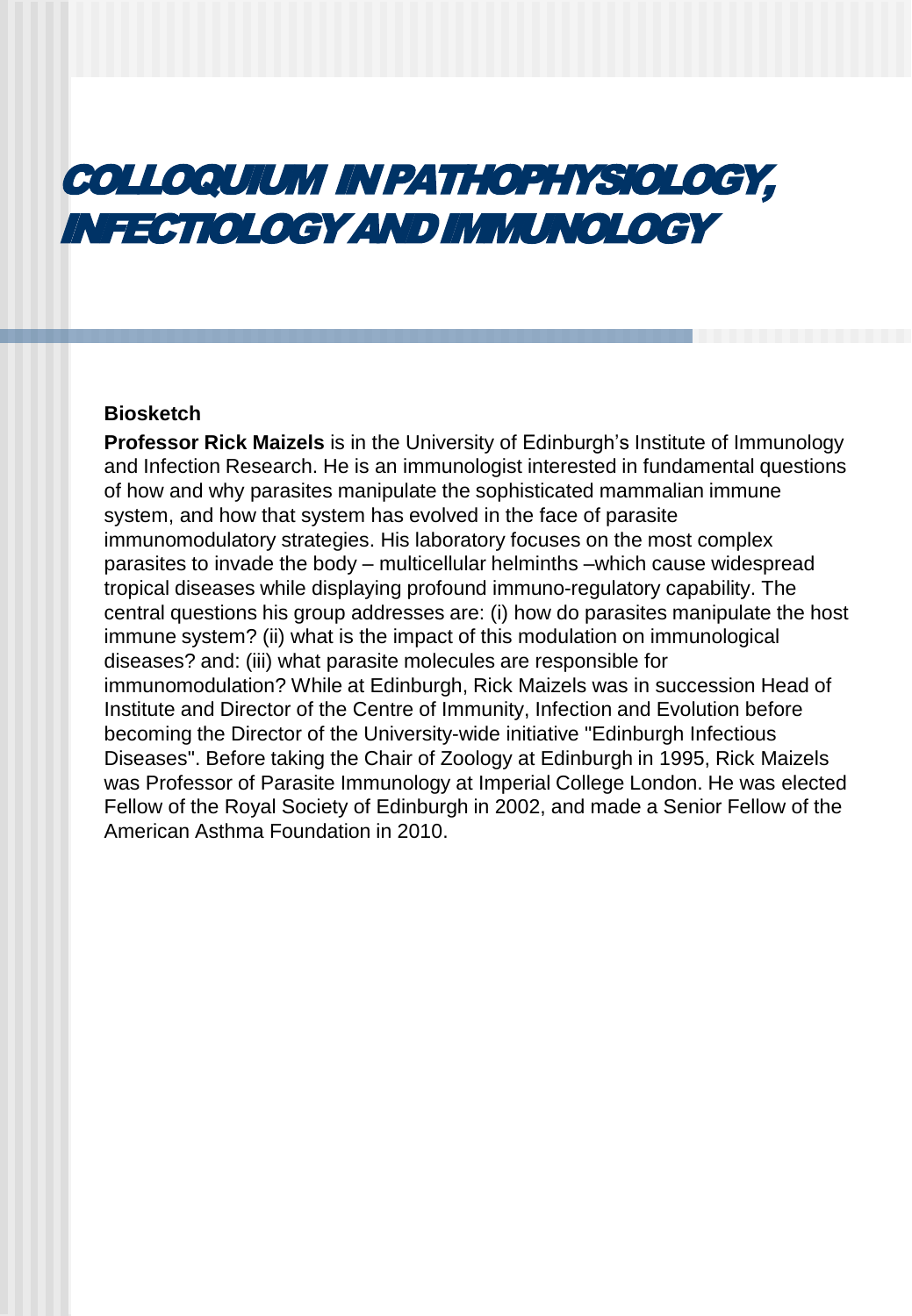# COLLOQUIUM IN PATHOPHYSIOLOGY, INFECTIOLOGY AND IMMUNOLOGY

**Biosketch**

**Professor Rick Maizels** is in the University of Edinburgh's Institute of Immunology and Infection Research. He is an immunologist interested in fundamental questions of how and why parasites manipulate the sophisticated mammalian immune system, and how that system has evolved in the face of parasite immunomodulatory strategies. His laboratory focuses on the most complex parasites to invade the body – multicellular helminths –which cause widespread tropical diseases while displaying profound immuno-regulatory capability. The central questions his group addresses are: (i) how do parasites manipulate the host immune system? (ii) what is the impact of this modulation on immunological diseases? and: (iii) what parasite molecules are responsible for immunomodulation? While at Edinburgh, Rick Maizels was in succession Head of Institute and Director of the Centre of Immunity, Infection and Evolution before becoming the Director of the University-wide initiative "Edinburgh Infectious Diseases". Before taking the Chair of Zoology at Edinburgh in 1995, Rick Maizels was Professor of Parasite Immunology at Imperial College London. He was elected Fellow of the Royal Society of Edinburgh in 2002, and made a Senior Fellow of the American Asthma Foundation in 2010.